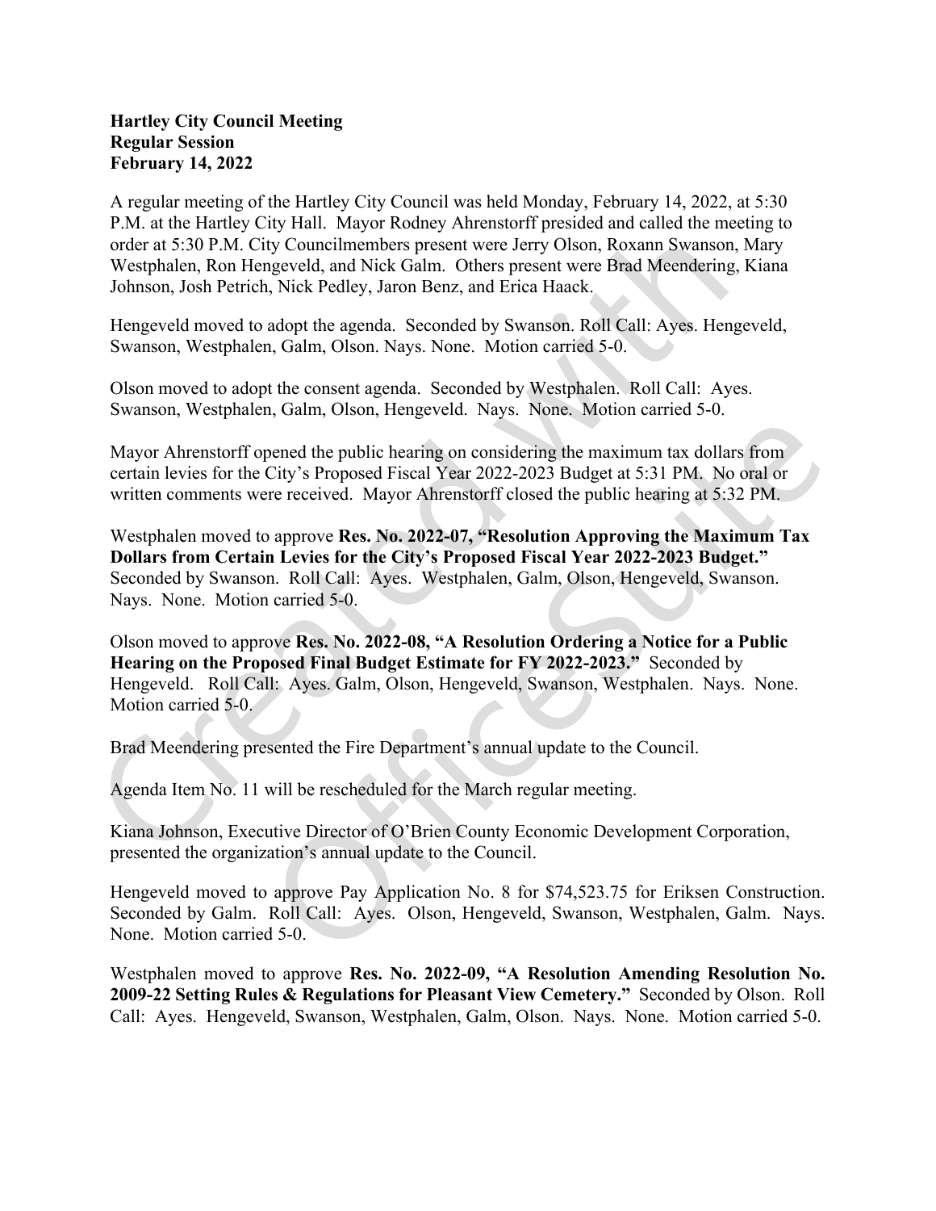**Hartley City Council Meeting**
**Regular Session**
**February 14, 2022**

A regular meeting of the Hartley City Council was held Monday, February 14, 2022, at 5:30 P.M. at the Hartley City Hall. Mayor Rodney Ahrenstorff presided and called the meeting to order at 5:30 P.M. City Councilmembers present were Jerry Olson, Roxann Swanson, Mary Westphalen, Ron Hengeveld, and Nick Galm. Others present were Brad Meendering, Kiana Johnson, Josh Petrich, Nick Pedley, Jaron Benz, and Erica Haack.

Hengeveld moved to adopt the agenda. Seconded by Swanson. Roll Call: Ayes. Hengeveld, Swanson, Westphalen, Galm, Olson. Nays. None. Motion carried 5-0.

Olson moved to adopt the consent agenda. Seconded by Westphalen. Roll Call: Ayes. Swanson, Westphalen, Galm, Olson, Hengeveld. Nays. None. Motion carried 5-0.

Mayor Ahrenstorff opened the public hearing on considering the maximum tax dollars from certain levies for the City's Proposed Fiscal Year 2022-2023 Budget at 5:31 PM. No oral or written comments were received. Mayor Ahrenstorff closed the public hearing at 5:32 PM.

Westphalen moved to approve **Res. No. 2022-07, "Resolution Approving the Maximum Tax Dollars from Certain Levies for the City's Proposed Fiscal Year 2022-2023 Budget."** Seconded by Swanson. Roll Call: Ayes. Westphalen, Galm, Olson, Hengeveld, Swanson. Nays. None. Motion carried 5-0.

Olson moved to approve **Res. No. 2022-08, "A Resolution Ordering a Notice for a Public Hearing on the Proposed Final Budget Estimate for FY 2022-2023."** Seconded by Hengeveld. Roll Call: Ayes. Galm, Olson, Hengeveld, Swanson, Westphalen. Nays. None. Motion carried 5-0.

Brad Meendering presented the Fire Department's annual update to the Council.

Agenda Item No. 11 will be rescheduled for the March regular meeting.

Kiana Johnson, Executive Director of O'Brien County Economic Development Corporation, presented the organization's annual update to the Council.

Hengeveld moved to approve Pay Application No. 8 for $74,523.75 for Eriksen Construction. Seconded by Galm. Roll Call: Ayes. Olson, Hengeveld, Swanson, Westphalen, Galm. Nays. None. Motion carried 5-0.

Westphalen moved to approve **Res. No. 2022-09, "A Resolution Amending Resolution No. 2009-22 Setting Rules & Regulations for Pleasant View Cemetery."** Seconded by Olson. Roll Call: Ayes. Hengeveld, Swanson, Westphalen, Galm, Olson. Nays. None. Motion carried 5-0.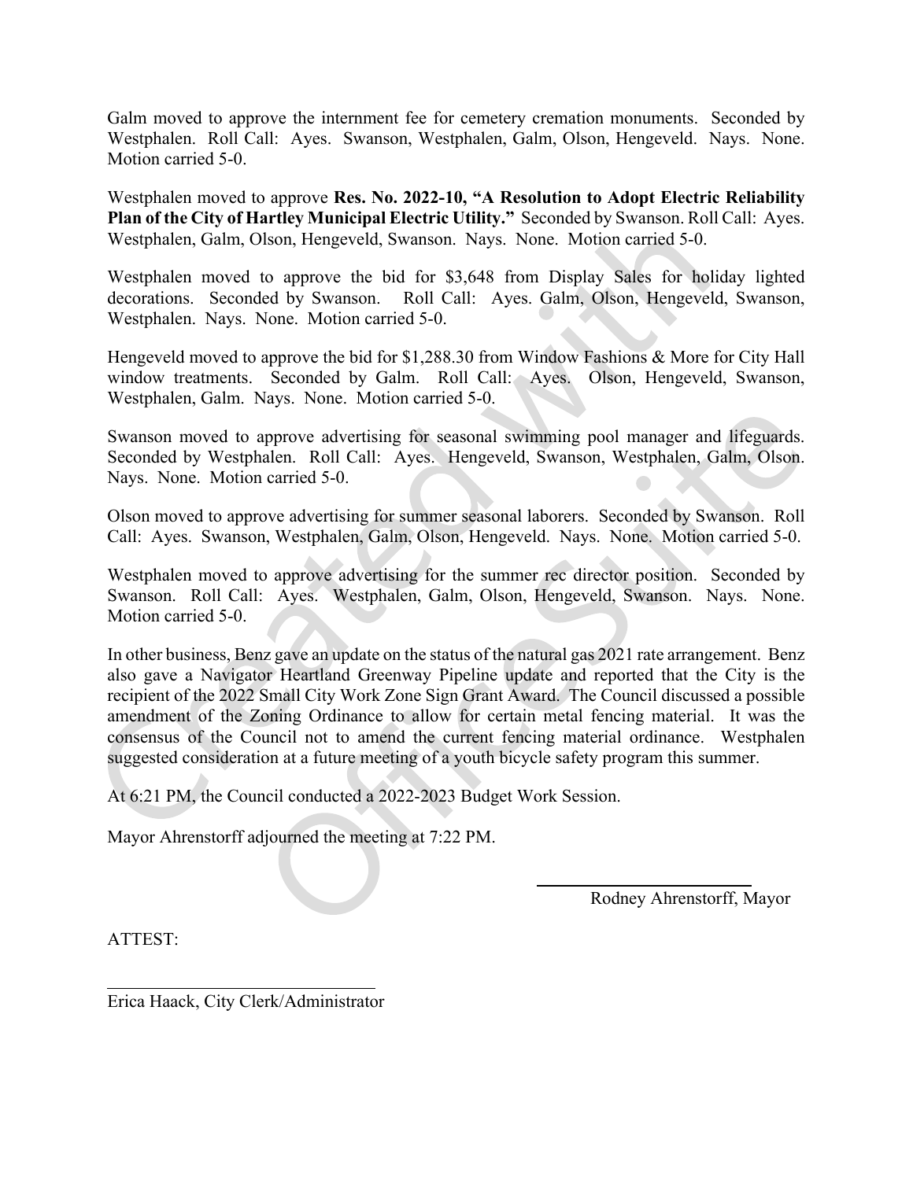Galm moved to approve the internment fee for cemetery cremation monuments. Seconded by Westphalen. Roll Call: Ayes. Swanson, Westphalen, Galm, Olson, Hengeveld. Nays. None. Motion carried 5-0.

Westphalen moved to approve **Res. No. 2022-10, "A Resolution to Adopt Electric Reliability Plan of the City of Hartley Municipal Electric Utility."** Seconded by Swanson. Roll Call: Ayes. Westphalen, Galm, Olson, Hengeveld, Swanson. Nays. None. Motion carried 5-0.

Westphalen moved to approve the bid for $3,648 from Display Sales for holiday lighted decorations. Seconded by Swanson. Roll Call: Ayes. Galm, Olson, Hengeveld, Swanson, Westphalen. Nays. None. Motion carried 5-0.

Hengeveld moved to approve the bid for $1,288.30 from Window Fashions & More for City Hall window treatments. Seconded by Galm. Roll Call: Ayes. Olson, Hengeveld, Swanson, Westphalen, Galm. Nays. None. Motion carried 5-0.

Swanson moved to approve advertising for seasonal swimming pool manager and lifeguards. Seconded by Westphalen. Roll Call: Ayes. Hengeveld, Swanson, Westphalen, Galm, Olson. Nays. None. Motion carried 5-0.

Olson moved to approve advertising for summer seasonal laborers. Seconded by Swanson. Roll Call: Ayes. Swanson, Westphalen, Galm, Olson, Hengeveld. Nays. None. Motion carried 5-0.

Westphalen moved to approve advertising for the summer rec director position. Seconded by Swanson. Roll Call: Ayes. Westphalen, Galm, Olson, Hengeveld, Swanson. Nays. None. Motion carried 5-0.

In other business, Benz gave an update on the status of the natural gas 2021 rate arrangement. Benz also gave a Navigator Heartland Greenway Pipeline update and reported that the City is the recipient of the 2022 Small City Work Zone Sign Grant Award. The Council discussed a possible amendment of the Zoning Ordinance to allow for certain metal fencing material. It was the consensus of the Council not to amend the current fencing material ordinance. Westphalen suggested consideration at a future meeting of a youth bicycle safety program this summer.

At 6:21 PM, the Council conducted a 2022-2023 Budget Work Session.

Mayor Ahrenstorff adjourned the meeting at 7:22 PM.

\_\_\_\_\_\_\_\_\_\_\_\_\_\_\_\_\_\_\_\_\_\_\_\_\_\_\_\_

Rodney Ahrenstorff, Mayor

ATTEST:

\_\_\_\_\_\_\_\_\_\_\_\_\_\_\_\_\_\_\_\_\_\_\_\_\_\_\_\_

Erica Haack, City Clerk/Administrator